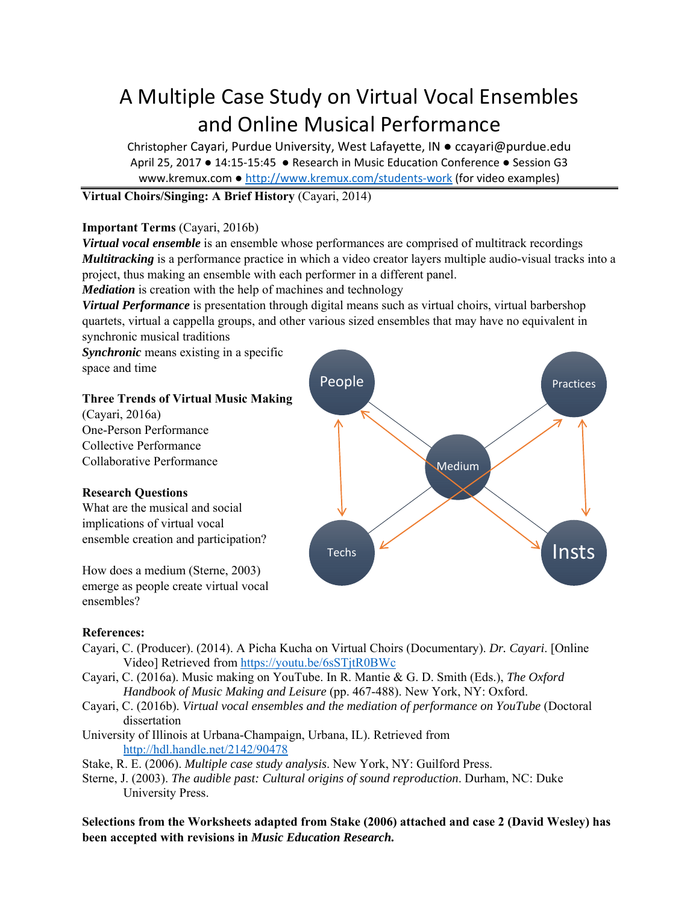# A Multiple Case Study on Virtual Vocal Ensembles and Online Musical Performance

Christopher Cayari, Purdue University, West Lafayette, IN ● ccayari@purdue.edu
April 25, 2017 ● 14:15-15:45 ● Research in Music Education Conference ● Session G3
www.kremux.com ● http://www.kremux.com/students-work (for video examples)

**Virtual Choirs/Singing: A Brief History** (Cayari, 2014)

**Important Terms** (Cayari, 2016b)

***Virtual vocal ensemble*** is an ensemble whose performances are comprised of multitrack recordings
***Multitracking*** is a performance practice in which a video creator layers multiple audio-visual tracks into a project, thus making an ensemble with each performer in a different panel.
***Mediation*** is creation with the help of machines and technology
***Virtual Performance*** is presentation through digital means such as virtual choirs, virtual barbershop quartets, virtual a cappella groups, and other various sized ensembles that may have no equivalent in synchronic musical traditions
***Synchronic*** means existing in a specific space and time

**Three Trends of Virtual Music Making** (Cayari, 2016a)
One-Person Performance
Collective Performance
Collaborative Performance

**Research Questions**
What are the musical and social implications of virtual vocal ensemble creation and participation?

How does a medium (Sterne, 2003) emerge as people create virtual vocal ensembles?

People · Practices · Medium · Techs · Insts

**References:**

Cayari, C. (Producer). (2014). A Picha Kucha on Virtual Choirs (Documentary). *Dr. Cayari*. [Online Video] Retrieved from https://youtu.be/6sSTjtR0BWc

Cayari, C. (2016a). Music making on YouTube. In R. Mantie & G. D. Smith (Eds.), *The Oxford Handbook of Music Making and Leisure* (pp. 467-488). New York, NY: Oxford.

Cayari, C. (2016b). *Virtual vocal ensembles and the mediation of performance on YouTube* (Doctoral dissertation University of Illinois at Urbana-Champaign, Urbana, IL). Retrieved from http://hdl.handle.net/2142/90478

Stake, R. E. (2006). *Multiple case study analysis*. New York, NY: Guilford Press.

Sterne, J. (2003). *The audible past: Cultural origins of sound reproduction*. Durham, NC: Duke University Press.

**Selections from the Worksheets adapted from Stake (2006) attached and case 2 (David Wesley) has been accepted with revisions in *Music Education Research.***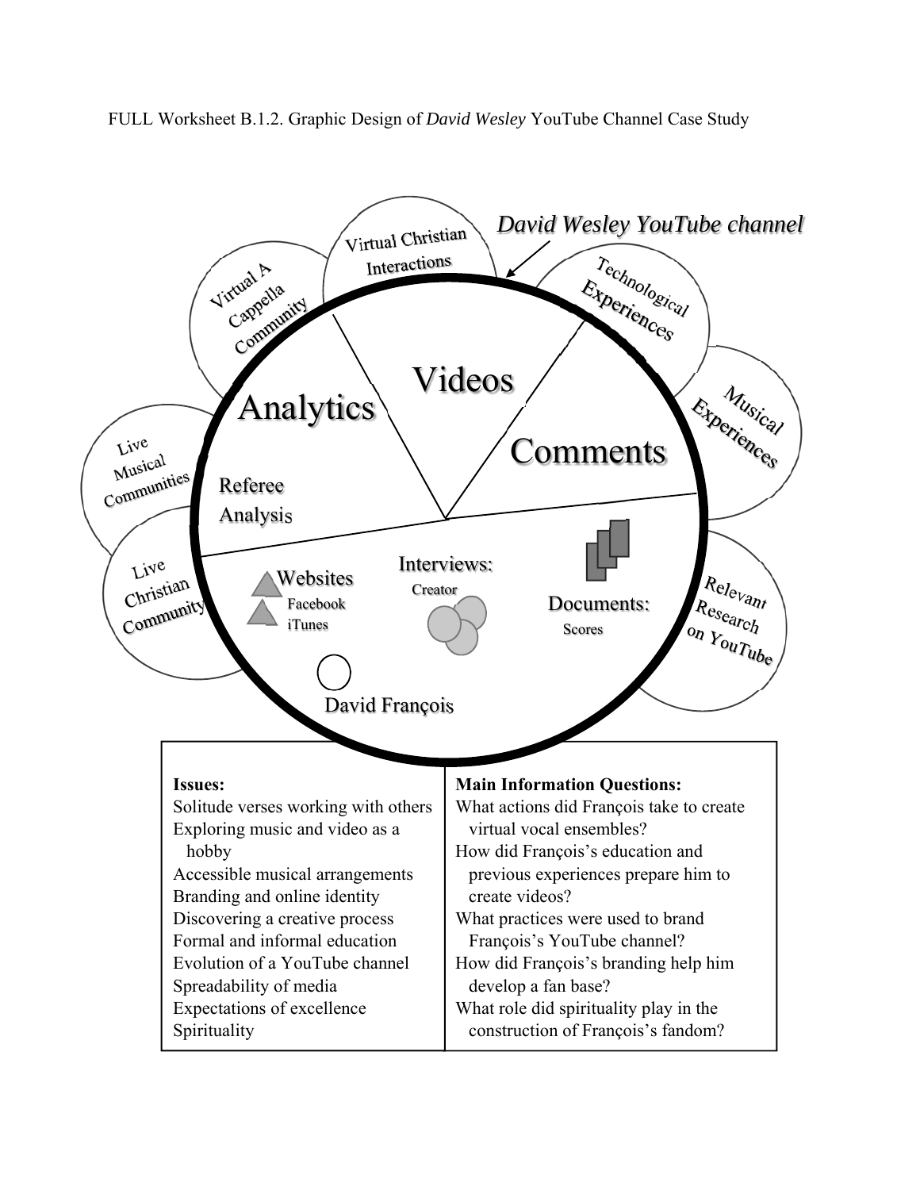FULL Worksheet B.1.2. Graphic Design of *David Wesley* YouTube Channel Case Study

*David Wesley YouTube channel*

Virtual Christian Interactions

Virtual A Cappella Community

Technological Experiences

Musical Experiences

Live Musical Communities

Live Christian Community

Relevant Research on YouTube

Analytics

Videos

Comments

Referee Analysis

Websites
Facebook
iTunes

Interviews:
Creator

Documents:
Scores

David François

| **Issues:** | **Main Information Questions:** |
|---|---|
| Solitude verses working with others<br>Exploring music and video as a hobby<br>Accessible musical arrangements<br>Branding and online identity<br>Discovering a creative process<br>Formal and informal education<br>Evolution of a YouTube channel<br>Spreadability of media<br>Expectations of excellence<br>Spirituality | What actions did François take to create virtual vocal ensembles?<br>How did François's education and previous experiences prepare him to create videos?<br>What practices were used to brand François's YouTube channel?<br>How did François's branding help him develop a fan base?<br>What role did spirituality play in the construction of François's fandom? |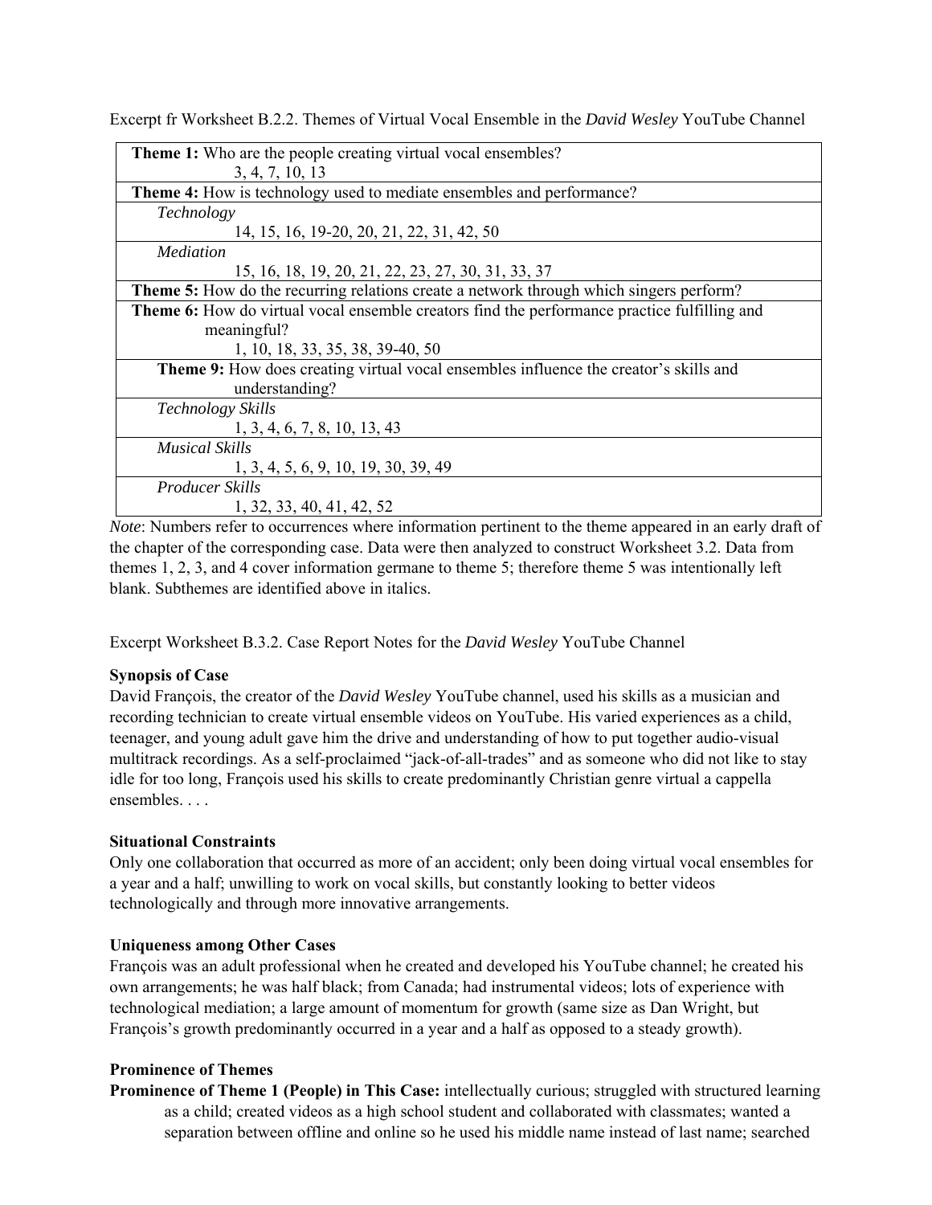Excerpt fr Worksheet B.2.2. Themes of Virtual Vocal Ensemble in the *David Wesley* YouTube Channel

| |
|---|
| **Theme 1:** Who are the people creating virtual vocal ensembles?<br>3, 4, 7, 10, 13 |
| **Theme 4:** How is technology used to mediate ensembles and performance? |
| *Technology*<br>14, 15, 16, 19-20, 20, 21, 22, 31, 42, 50 |
| *Mediation*<br>15, 16, 18, 19, 20, 21, 22, 23, 27, 30, 31, 33, 37 |
| **Theme 5:** How do the recurring relations create a network through which singers perform? |
| **Theme 6:** How do virtual vocal ensemble creators find the performance practice fulfilling and meaningful?<br>1, 10, 18, 33, 35, 38, 39-40, 50 |
| **Theme 9:** How does creating virtual vocal ensembles influence the creator's skills and understanding? |
| *Technology Skills*<br>1, 3, 4, 6, 7, 8, 10, 13, 43 |
| *Musical Skills*<br>1, 3, 4, 5, 6, 9, 10, 19, 30, 39, 49 |
| *Producer Skills*<br>1, 32, 33, 40, 41, 42, 52 |

*Note*: Numbers refer to occurrences where information pertinent to the theme appeared in an early draft of the chapter of the corresponding case. Data were then analyzed to construct Worksheet 3.2. Data from themes 1, 2, 3, and 4 cover information germane to theme 5; therefore theme 5 was intentionally left blank. Subthemes are identified above in italics.

Excerpt Worksheet B.3.2. Case Report Notes for the *David Wesley* YouTube Channel

**Synopsis of Case**

David François, the creator of the *David Wesley* YouTube channel, used his skills as a musician and recording technician to create virtual ensemble videos on YouTube. His varied experiences as a child, teenager, and young adult gave him the drive and understanding of how to put together audio-visual multitrack recordings. As a self-proclaimed "jack-of-all-trades" and as someone who did not like to stay idle for too long, François used his skills to create predominantly Christian genre virtual a cappella ensembles. . . .

**Situational Constraints**

Only one collaboration that occurred as more of an accident; only been doing virtual vocal ensembles for a year and a half; unwilling to work on vocal skills, but constantly looking to better videos technologically and through more innovative arrangements.

**Uniqueness among Other Cases**

François was an adult professional when he created and developed his YouTube channel; he created his own arrangements; he was half black; from Canada; had instrumental videos; lots of experience with technological mediation; a large amount of momentum for growth (same size as Dan Wright, but François's growth predominantly occurred in a year and a half as opposed to a steady growth).

**Prominence of Themes**

**Prominence of Theme 1 (People) in This Case:** intellectually curious; struggled with structured learning as a child; created videos as a high school student and collaborated with classmates; wanted a separation between offline and online so he used his middle name instead of last name; searched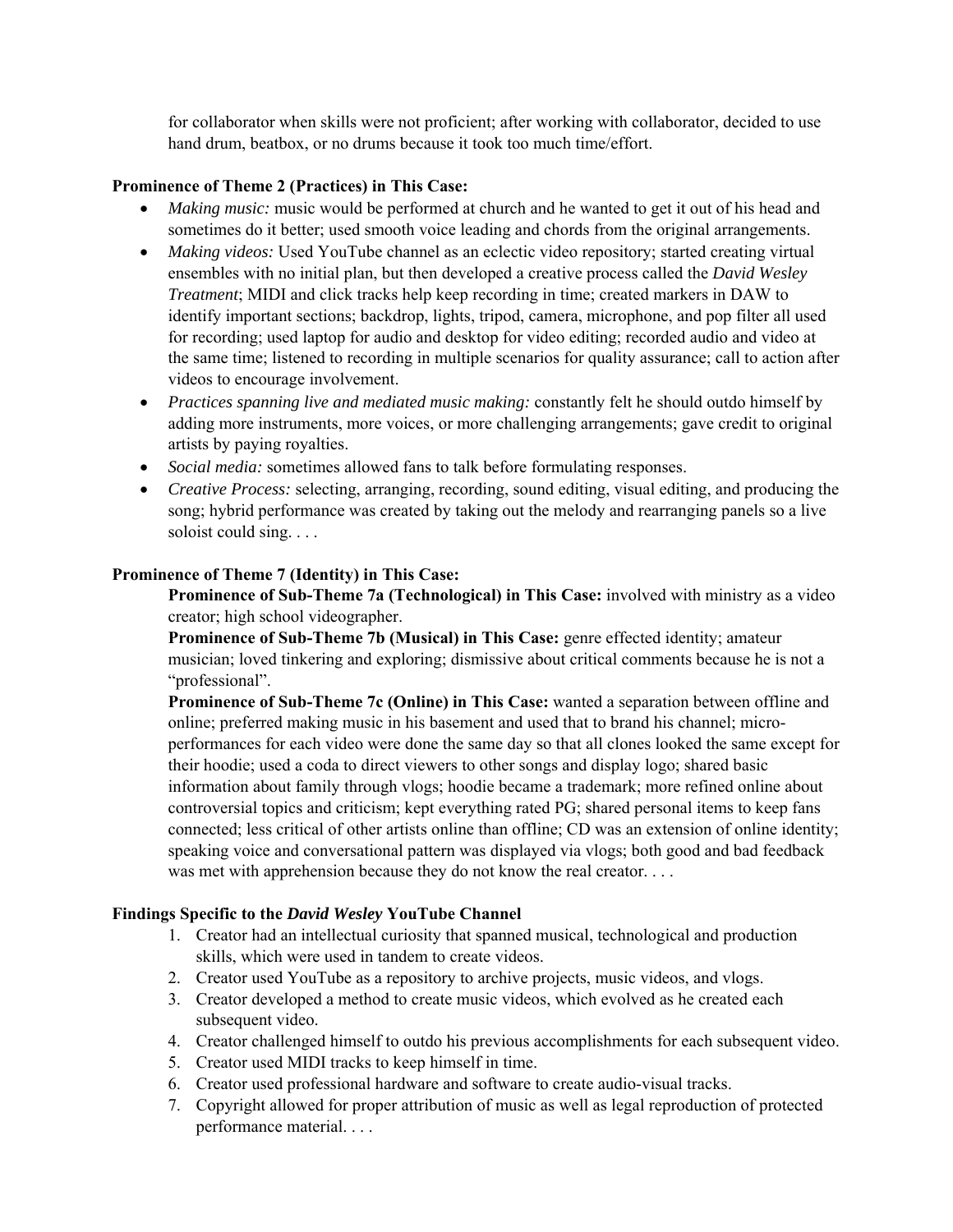for collaborator when skills were not proficient; after working with collaborator, decided to use hand drum, beatbox, or no drums because it took too much time/effort.

**Prominence of Theme 2 (Practices) in This Case:**

- *Making music:* music would be performed at church and he wanted to get it out of his head and sometimes do it better; used smooth voice leading and chords from the original arrangements.
- *Making videos:* Used YouTube channel as an eclectic video repository; started creating virtual ensembles with no initial plan, but then developed a creative process called the *David Wesley Treatment*; MIDI and click tracks help keep recording in time; created markers in DAW to identify important sections; backdrop, lights, tripod, camera, microphone, and pop filter all used for recording; used laptop for audio and desktop for video editing; recorded audio and video at the same time; listened to recording in multiple scenarios for quality assurance; call to action after videos to encourage involvement.
- *Practices spanning live and mediated music making:* constantly felt he should outdo himself by adding more instruments, more voices, or more challenging arrangements; gave credit to original artists by paying royalties.
- *Social media:* sometimes allowed fans to talk before formulating responses.
- *Creative Process:* selecting, arranging, recording, sound editing, visual editing, and producing the song; hybrid performance was created by taking out the melody and rearranging panels so a live soloist could sing. . . .

**Prominence of Theme 7 (Identity) in This Case:**

**Prominence of Sub-Theme 7a (Technological) in This Case:** involved with ministry as a video creator; high school videographer.

**Prominence of Sub-Theme 7b (Musical) in This Case:** genre effected identity; amateur musician; loved tinkering and exploring; dismissive about critical comments because he is not a "professional".

**Prominence of Sub-Theme 7c (Online) in This Case:** wanted a separation between offline and online; preferred making music in his basement and used that to brand his channel; micro-performances for each video were done the same day so that all clones looked the same except for their hoodie; used a coda to direct viewers to other songs and display logo; shared basic information about family through vlogs; hoodie became a trademark; more refined online about controversial topics and criticism; kept everything rated PG; shared personal items to keep fans connected; less critical of other artists online than offline; CD was an extension of online identity; speaking voice and conversational pattern was displayed via vlogs; both good and bad feedback was met with apprehension because they do not know the real creator. . . .

**Findings Specific to the *David Wesley* YouTube Channel**

1. Creator had an intellectual curiosity that spanned musical, technological and production skills, which were used in tandem to create videos.
2. Creator used YouTube as a repository to archive projects, music videos, and vlogs.
3. Creator developed a method to create music videos, which evolved as he created each subsequent video.
4. Creator challenged himself to outdo his previous accomplishments for each subsequent video.
5. Creator used MIDI tracks to keep himself in time.
6. Creator used professional hardware and software to create audio-visual tracks.
7. Copyright allowed for proper attribution of music as well as legal reproduction of protected performance material. . . .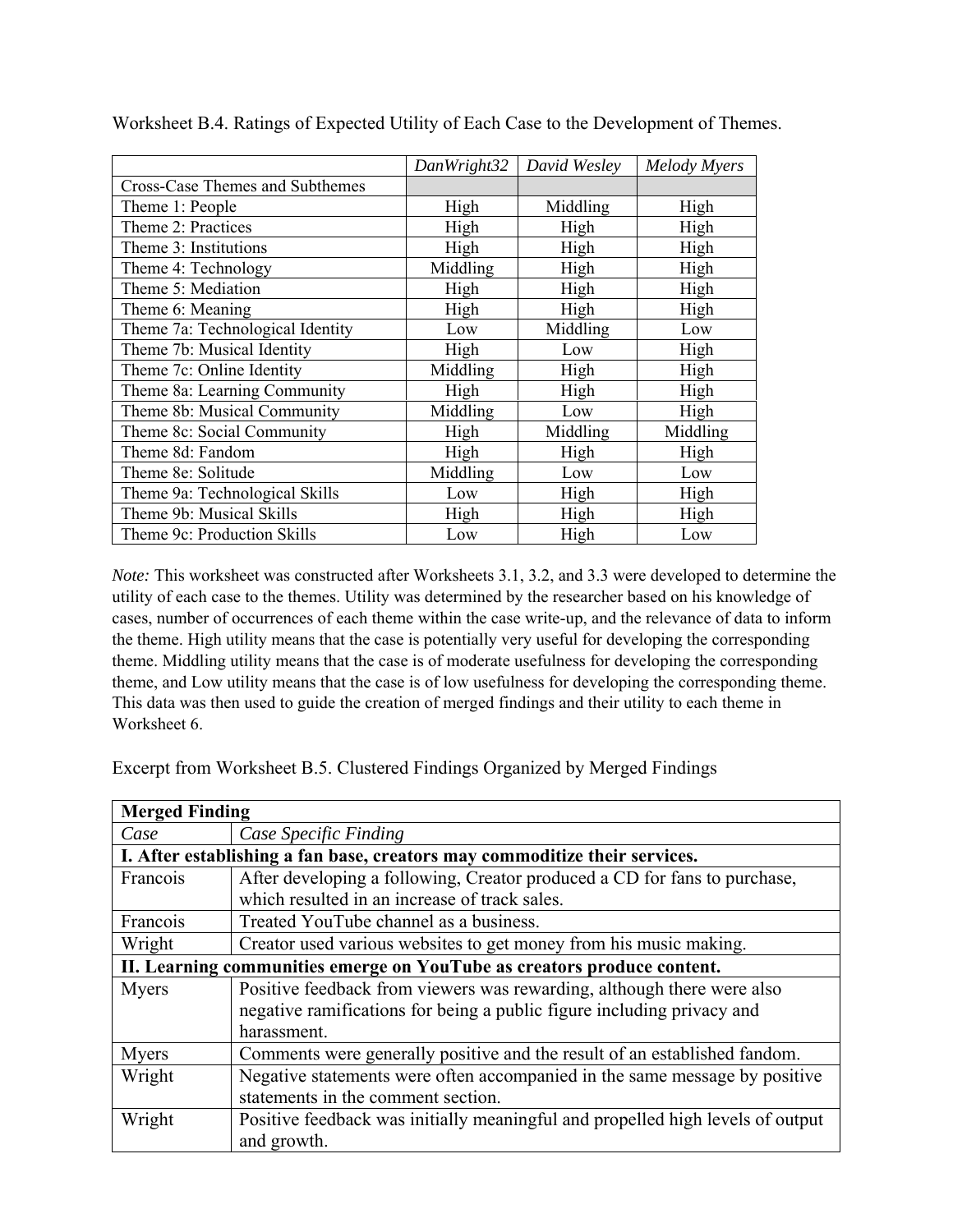Worksheet B.4. Ratings of Expected Utility of Each Case to the Development of Themes.

| | *DanWright32* | *David Wesley* | *Melody Myers* |
|---|---|---|---|
| Cross-Case Themes and Subthemes | | | |
| Theme 1: People | High | Middling | High |
| Theme 2: Practices | High | High | High |
| Theme 3: Institutions | High | High | High |
| Theme 4: Technology | Middling | High | High |
| Theme 5: Mediation | High | High | High |
| Theme 6: Meaning | High | High | High |
| Theme 7a: Technological Identity | Low | Middling | Low |
| Theme 7b: Musical Identity | High | Low | High |
| Theme 7c: Online Identity | Middling | High | High |
| Theme 8a: Learning Community | High | High | High |
| Theme 8b: Musical Community | Middling | Low | High |
| Theme 8c: Social Community | High | Middling | Middling |
| Theme 8d: Fandom | High | High | High |
| Theme 8e: Solitude | Middling | Low | Low |
| Theme 9a: Technological Skills | Low | High | High |
| Theme 9b: Musical Skills | High | High | High |
| Theme 9c: Production Skills | Low | High | Low |

*Note:* This worksheet was constructed after Worksheets 3.1, 3.2, and 3.3 were developed to determine the utility of each case to the themes. Utility was determined by the researcher based on his knowledge of cases, number of occurrences of each theme within the case write-up, and the relevance of data to inform the theme. High utility means that the case is potentially very useful for developing the corresponding theme. Middling utility means that the case is of moderate usefulness for developing the corresponding theme, and Low utility means that the case is of low usefulness for developing the corresponding theme. This data was then used to guide the creation of merged findings and their utility to each theme in Worksheet 6.

Excerpt from Worksheet B.5. Clustered Findings Organized by Merged Findings

| **Merged Finding** | |
|---|---|
| *Case* | *Case Specific Finding* |
| **I. After establishing a fan base, creators may commoditize their services.** | |
| Francois | After developing a following, Creator produced a CD for fans to purchase, which resulted in an increase of track sales. |
| Francois | Treated YouTube channel as a business. |
| Wright | Creator used various websites to get money from his music making. |
| **II. Learning communities emerge on YouTube as creators produce content.** | |
| Myers | Positive feedback from viewers was rewarding, although there were also negative ramifications for being a public figure including privacy and harassment. |
| Myers | Comments were generally positive and the result of an established fandom. |
| Wright | Negative statements were often accompanied in the same message by positive statements in the comment section. |
| Wright | Positive feedback was initially meaningful and propelled high levels of output and growth. |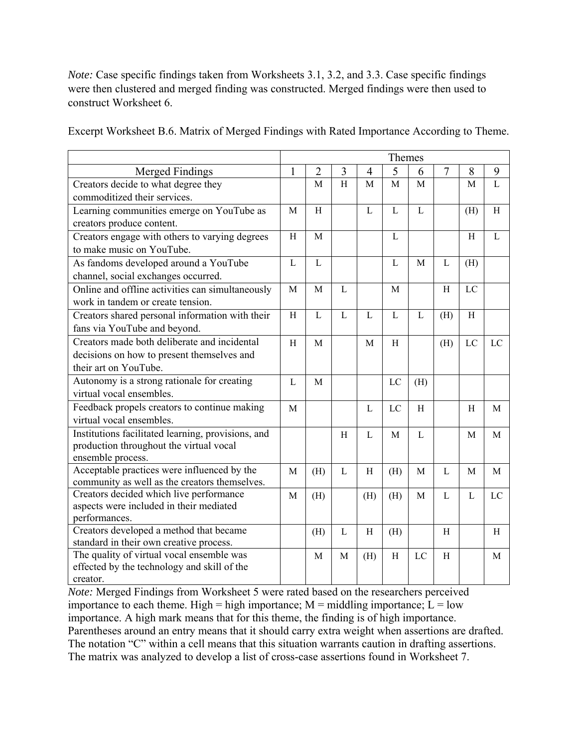*Note:* Case specific findings taken from Worksheets 3.1, 3.2, and 3.3. Case specific findings were then clustered and merged finding was constructed. Merged findings were then used to construct Worksheet 6.

Excerpt Worksheet B.6. Matrix of Merged Findings with Rated Importance According to Theme.

| | Themes | | | | | | | | |
|---|---|---|---|---|---|---|---|---|---|
| Merged Findings | 1 | 2 | 3 | 4 | 5 | 6 | 7 | 8 | 9 |
| Creators decide to what degree they commoditized their services. | | M | H | M | M | M | | M | L |
| Learning communities emerge on YouTube as creators produce content. | M | H | | L | L | L | | (H) | H |
| Creators engage with others to varying degrees to make music on YouTube. | H | M | | | L | | | H | L |
| As fandoms developed around a YouTube channel, social exchanges occurred. | L | L | | | L | M | L | (H) | |
| Online and offline activities can simultaneously work in tandem or create tension. | M | M | L | | M | | H | LC | |
| Creators shared personal information with their fans via YouTube and beyond. | H | L | L | L | L | L | (H) | H | |
| Creators made both deliberate and incidental decisions on how to present themselves and their art on YouTube. | H | M | | M | H | | (H) | LC | LC |
| Autonomy is a strong rationale for creating virtual vocal ensembles. | L | M | | | LC | (H) | | | |
| Feedback propels creators to continue making virtual vocal ensembles. | M | | | L | LC | H | | H | M |
| Institutions facilitated learning, provisions, and production throughout the virtual vocal ensemble process. | | | H | L | M | L | | M | M |
| Acceptable practices were influenced by the community as well as the creators themselves. | M | (H) | L | H | (H) | M | L | M | M |
| Creators decided which live performance aspects were included in their mediated performances. | M | (H) | | (H) | (H) | M | L | L | LC |
| Creators developed a method that became standard in their own creative process. | | (H) | L | H | (H) | | H | | H |
| The quality of virtual vocal ensemble was effected by the technology and skill of the creator. | | M | M | (H) | H | LC | H | | M |

*Note:* Merged Findings from Worksheet 5 were rated based on the researchers perceived importance to each theme. High = high importance; M = middling importance; L = low importance. A high mark means that for this theme, the finding is of high importance. Parentheses around an entry means that it should carry extra weight when assertions are drafted. The notation "C" within a cell means that this situation warrants caution in drafting assertions. The matrix was analyzed to develop a list of cross-case assertions found in Worksheet 7.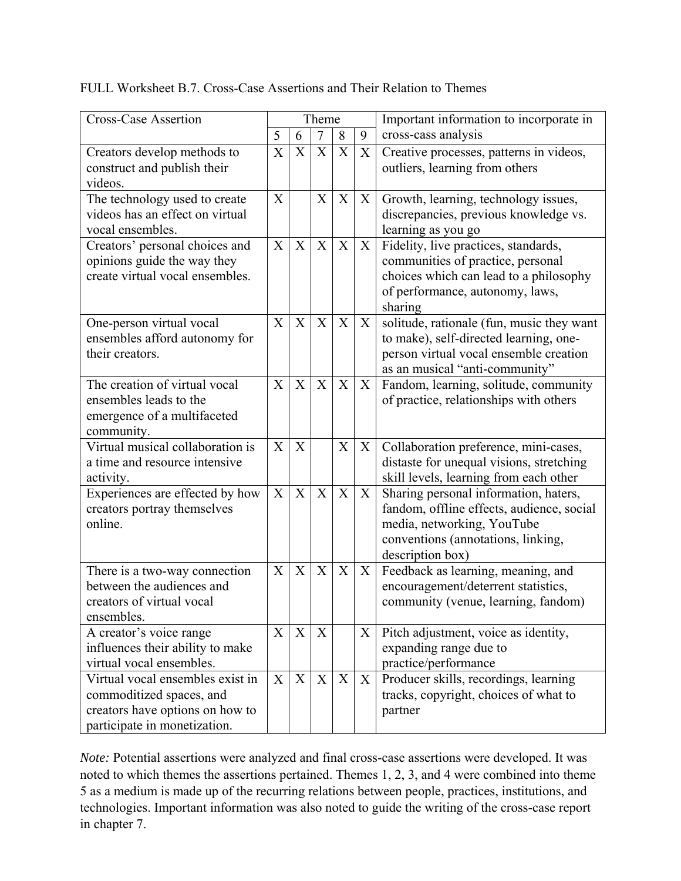FULL Worksheet B.7. Cross-Case Assertions and Their Relation to Themes

| Cross-Case Assertion | Theme | | | | | Important information to incorporate in cross-cass analysis |
|---|---|---|---|---|---|---|
| | 5 | 6 | 7 | 8 | 9 | |
| Creators develop methods to construct and publish their videos. | X | X | X | X | X | Creative processes, patterns in videos, outliers, learning from others |
| The technology used to create videos has an effect on virtual vocal ensembles. | X | | X | X | X | Growth, learning, technology issues, discrepancies, previous knowledge vs. learning as you go |
| Creators' personal choices and opinions guide the way they create virtual vocal ensembles. | X | X | X | X | X | Fidelity, live practices, standards, communities of practice, personal choices which can lead to a philosophy of performance, autonomy, laws, sharing |
| One-person virtual vocal ensembles afford autonomy for their creators. | X | X | X | X | X | solitude, rationale (fun, music they want to make), self-directed learning, one-person virtual vocal ensemble creation as an musical "anti-community" |
| The creation of virtual vocal ensembles leads to the emergence of a multifaceted community. | X | X | X | X | X | Fandom, learning, solitude, community of practice, relationships with others |
| Virtual musical collaboration is a time and resource intensive activity. | X | X | | X | X | Collaboration preference, mini-cases, distaste for unequal visions, stretching skill levels, learning from each other |
| Experiences are effected by how creators portray themselves online. | X | X | X | X | X | Sharing personal information, haters, fandom, offline effects, audience, social media, networking, YouTube conventions (annotations, linking, description box) |
| There is a two-way connection between the audiences and creators of virtual vocal ensembles. | X | X | X | X | X | Feedback as learning, meaning, and encouragement/deterrent statistics, community (venue, learning, fandom) |
| A creator's voice range influences their ability to make virtual vocal ensembles. | X | X | X | | X | Pitch adjustment, voice as identity, expanding range due to practice/performance |
| Virtual vocal ensembles exist in commoditized spaces, and creators have options on how to participate in monetization. | X | X | X | X | X | Producer skills, recordings, learning tracks, copyright, choices of what to partner |

*Note:* Potential assertions were analyzed and final cross-case assertions were developed. It was noted to which themes the assertions pertained. Themes 1, 2, 3, and 4 were combined into theme 5 as a medium is made up of the recurring relations between people, practices, institutions, and technologies. Important information was also noted to guide the writing of the cross-case report in chapter 7.